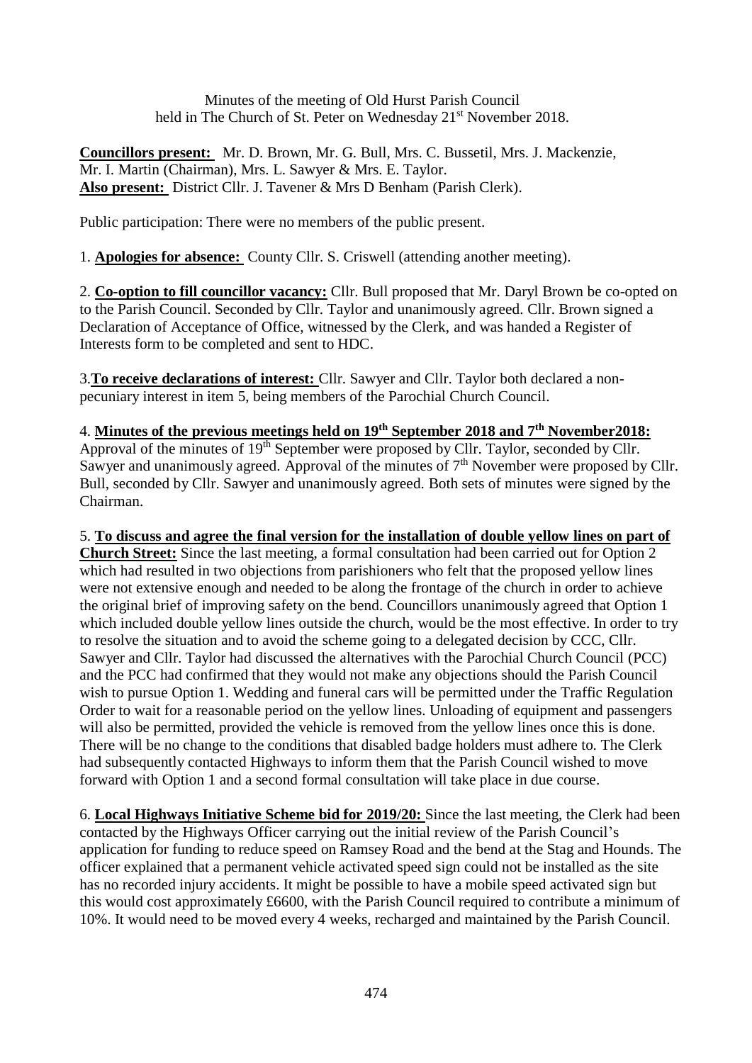Minutes of the meeting of Old Hurst Parish Council
held in The Church of St. Peter on Wednesday 21st November 2018.

**Councillors present:** Mr. D. Brown, Mr. G. Bull, Mrs. C. Bussetil, Mrs. J. Mackenzie, Mr. I. Martin (Chairman), Mrs. L. Sawyer & Mrs. E. Taylor.
**Also present:** District Cllr. J. Tavener & Mrs D Benham (Parish Clerk).

Public participation: There were no members of the public present.

1. **Apologies for absence:** County Cllr. S. Criswell (attending another meeting).

2. **Co-option to fill councillor vacancy:** Cllr. Bull proposed that Mr. Daryl Brown be co-opted on to the Parish Council. Seconded by Cllr. Taylor and unanimously agreed. Cllr. Brown signed a Declaration of Acceptance of Office, witnessed by the Clerk, and was handed a Register of Interests form to be completed and sent to HDC.

3. **To receive declarations of interest:** Cllr. Sawyer and Cllr. Taylor both declared a non-pecuniary interest in item 5, being members of the Parochial Church Council.

4. **Minutes of the previous meetings held on 19th September 2018 and 7th November2018:** Approval of the minutes of 19th September were proposed by Cllr. Taylor, seconded by Cllr. Sawyer and unanimously agreed. Approval of the minutes of 7th November were proposed by Cllr. Bull, seconded by Cllr. Sawyer and unanimously agreed. Both sets of minutes were signed by the Chairman.

5. **To discuss and agree the final version for the installation of double yellow lines on part of Church Street:** Since the last meeting, a formal consultation had been carried out for Option 2 which had resulted in two objections from parishioners who felt that the proposed yellow lines were not extensive enough and needed to be along the frontage of the church in order to achieve the original brief of improving safety on the bend. Councillors unanimously agreed that Option 1 which included double yellow lines outside the church, would be the most effective. In order to try to resolve the situation and to avoid the scheme going to a delegated decision by CCC, Cllr. Sawyer and Cllr. Taylor had discussed the alternatives with the Parochial Church Council (PCC) and the PCC had confirmed that they would not make any objections should the Parish Council wish to pursue Option 1. Wedding and funeral cars will be permitted under the Traffic Regulation Order to wait for a reasonable period on the yellow lines. Unloading of equipment and passengers will also be permitted, provided the vehicle is removed from the yellow lines once this is done. There will be no change to the conditions that disabled badge holders must adhere to. The Clerk had subsequently contacted Highways to inform them that the Parish Council wished to move forward with Option 1 and a second formal consultation will take place in due course.

6. **Local Highways Initiative Scheme bid for 2019/20:** Since the last meeting, the Clerk had been contacted by the Highways Officer carrying out the initial review of the Parish Council's application for funding to reduce speed on Ramsey Road and the bend at the Stag and Hounds. The officer explained that a permanent vehicle activated speed sign could not be installed as the site has no recorded injury accidents. It might be possible to have a mobile speed activated sign but this would cost approximately £6600, with the Parish Council required to contribute a minimum of 10%. It would need to be moved every 4 weeks, recharged and maintained by the Parish Council.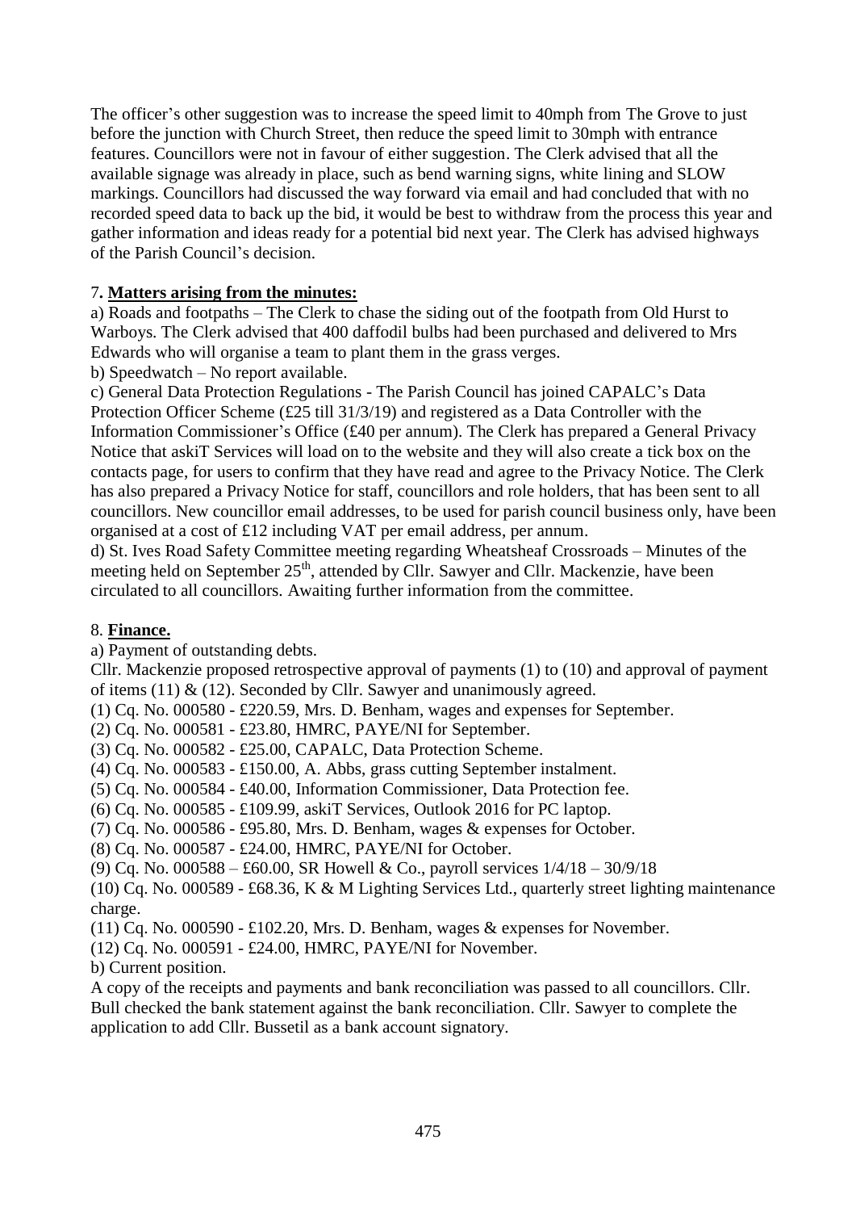The officer's other suggestion was to increase the speed limit to 40mph from The Grove to just before the junction with Church Street, then reduce the speed limit to 30mph with entrance features. Councillors were not in favour of either suggestion. The Clerk advised that all the available signage was already in place, such as bend warning signs, white lining and SLOW markings. Councillors had discussed the way forward via email and had concluded that with no recorded speed data to back up the bid, it would be best to withdraw from the process this year and gather information and ideas ready for a potential bid next year. The Clerk has advised highways of the Parish Council's decision.

7**. Matters arising from the minutes:**

a) Roads and footpaths – The Clerk to chase the siding out of the footpath from Old Hurst to Warboys. The Clerk advised that 400 daffodil bulbs had been purchased and delivered to Mrs Edwards who will organise a team to plant them in the grass verges.

b) Speedwatch – No report available.

c) General Data Protection Regulations - The Parish Council has joined CAPALC's Data Protection Officer Scheme (£25 till 31/3/19) and registered as a Data Controller with the Information Commissioner's Office (£40 per annum). The Clerk has prepared a General Privacy Notice that askiT Services will load on to the website and they will also create a tick box on the contacts page, for users to confirm that they have read and agree to the Privacy Notice. The Clerk has also prepared a Privacy Notice for staff, councillors and role holders, that has been sent to all councillors. New councillor email addresses, to be used for parish council business only, have been organised at a cost of £12 including VAT per email address, per annum.

d) St. Ives Road Safety Committee meeting regarding Wheatsheaf Crossroads – Minutes of the meeting held on September 25th, attended by Cllr. Sawyer and Cllr. Mackenzie, have been circulated to all councillors. Awaiting further information from the committee.

8. **Finance.**

a) Payment of outstanding debts.

Cllr. Mackenzie proposed retrospective approval of payments (1) to (10) and approval of payment of items (11) & (12). Seconded by Cllr. Sawyer and unanimously agreed.

(1) Cq. No. 000580 - £220.59, Mrs. D. Benham, wages and expenses for September.
(2) Cq. No. 000581 - £23.80, HMRC, PAYE/NI for September.
(3) Cq. No. 000582 - £25.00, CAPALC, Data Protection Scheme.
(4) Cq. No. 000583 - £150.00, A. Abbs, grass cutting September instalment.
(5) Cq. No. 000584 - £40.00, Information Commissioner, Data Protection fee.
(6) Cq. No. 000585 - £109.99, askiT Services, Outlook 2016 for PC laptop.
(7) Cq. No. 000586 - £95.80, Mrs. D. Benham, wages & expenses for October.
(8) Cq. No. 000587 - £24.00, HMRC, PAYE/NI for October.
(9) Cq. No. 000588 – £60.00, SR Howell & Co., payroll services 1/4/18 – 30/9/18
(10) Cq. No. 000589 - £68.36, K & M Lighting Services Ltd., quarterly street lighting maintenance charge.
(11) Cq. No. 000590 - £102.20, Mrs. D. Benham, wages & expenses for November.
(12) Cq. No. 000591 - £24.00, HMRC, PAYE/NI for November.

b) Current position.

A copy of the receipts and payments and bank reconciliation was passed to all councillors. Cllr. Bull checked the bank statement against the bank reconciliation. Cllr. Sawyer to complete the application to add Cllr. Bussetil as a bank account signatory.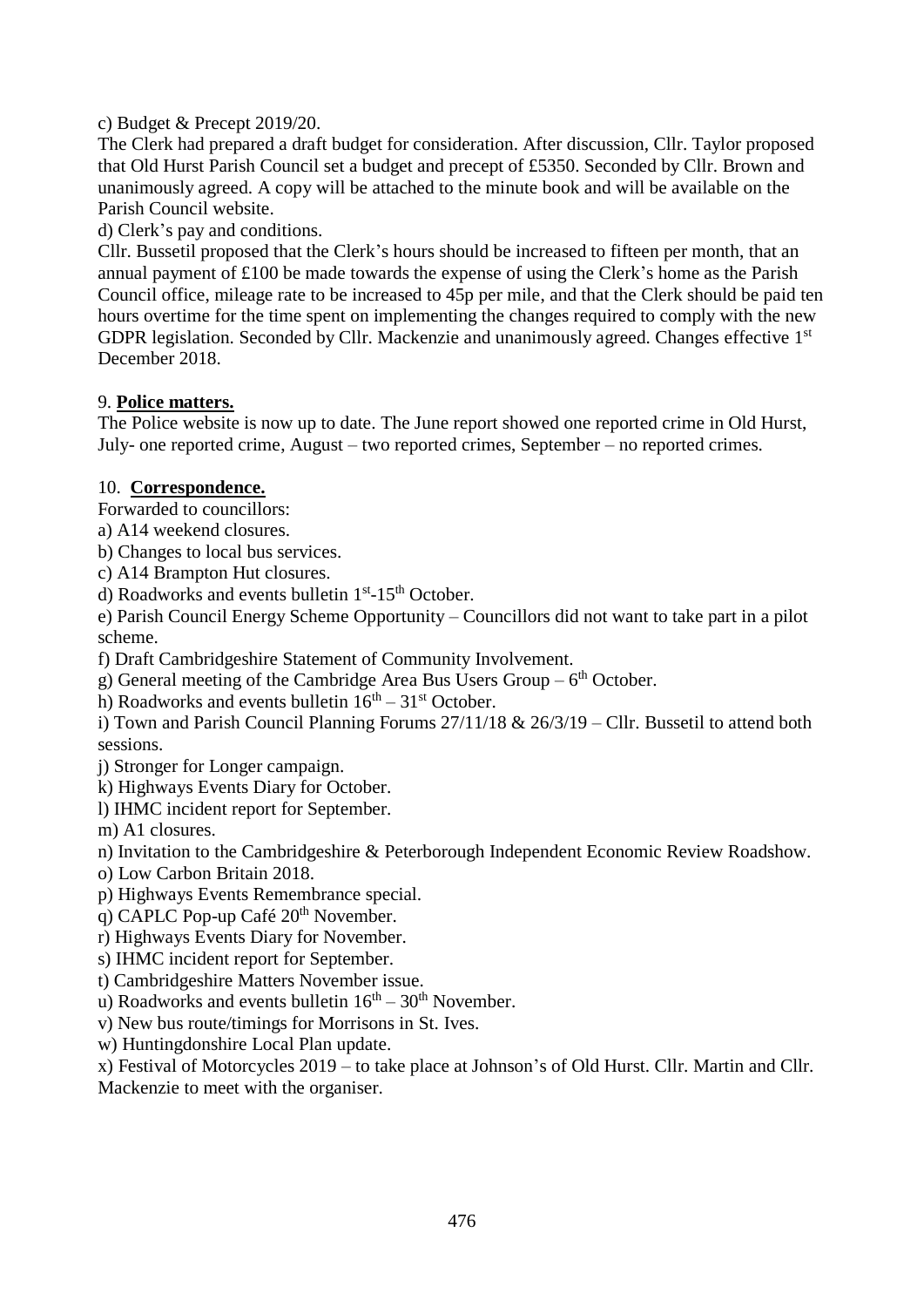c) Budget & Precept 2019/20.

The Clerk had prepared a draft budget for consideration. After discussion, Cllr. Taylor proposed that Old Hurst Parish Council set a budget and precept of £5350. Seconded by Cllr. Brown and unanimously agreed. A copy will be attached to the minute book and will be available on the Parish Council website.

d) Clerk's pay and conditions.

Cllr. Bussetil proposed that the Clerk's hours should be increased to fifteen per month, that an annual payment of £100 be made towards the expense of using the Clerk's home as the Parish Council office, mileage rate to be increased to 45p per mile, and that the Clerk should be paid ten hours overtime for the time spent on implementing the changes required to comply with the new GDPR legislation. Seconded by Cllr. Mackenzie and unanimously agreed. Changes effective 1st December 2018.

9. **Police matters.**

The Police website is now up to date. The June report showed one reported crime in Old Hurst, July- one reported crime, August – two reported crimes, September – no reported crimes.

10. **Correspondence.**

Forwarded to councillors:

a) A14 weekend closures.
b) Changes to local bus services.
c) A14 Brampton Hut closures.
d) Roadworks and events bulletin 1st-15th October.
e) Parish Council Energy Scheme Opportunity – Councillors did not want to take part in a pilot scheme.
f) Draft Cambridgeshire Statement of Community Involvement.
g) General meeting of the Cambridge Area Bus Users Group – 6th October.
h) Roadworks and events bulletin 16th – 31st October.
i) Town and Parish Council Planning Forums 27/11/18 & 26/3/19 – Cllr. Bussetil to attend both sessions.
j) Stronger for Longer campaign.
k) Highways Events Diary for October.
l) IHMC incident report for September.
m) A1 closures.
n) Invitation to the Cambridgeshire & Peterborough Independent Economic Review Roadshow.
o) Low Carbon Britain 2018.
p) Highways Events Remembrance special.
q) CAPLC Pop-up Café 20th November.
r) Highways Events Diary for November.
s) IHMC incident report for September.
t) Cambridgeshire Matters November issue.
u) Roadworks and events bulletin 16th – 30th November.
v) New bus route/timings for Morrisons in St. Ives.
w) Huntingdonshire Local Plan update.
x) Festival of Motorcycles 2019 – to take place at Johnson's of Old Hurst. Cllr. Martin and Cllr. Mackenzie to meet with the organiser.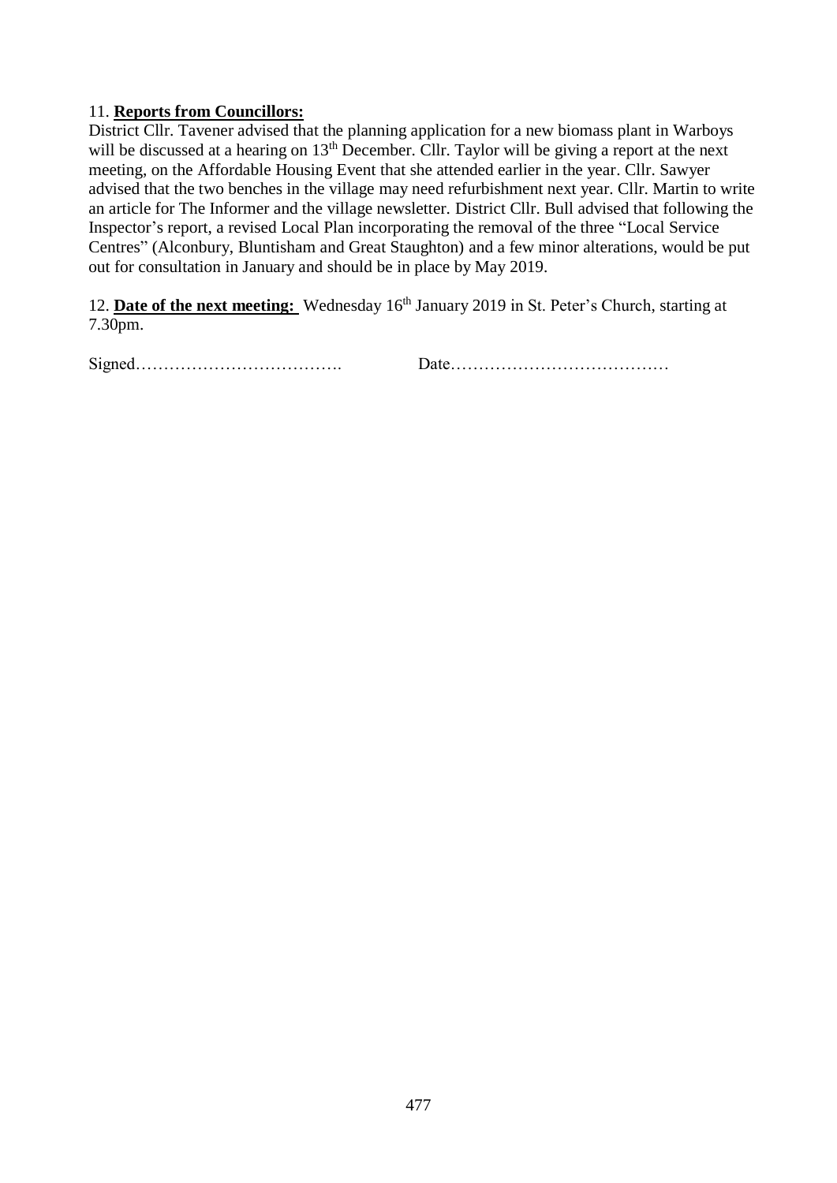11. **Reports from Councillors:**
District Cllr. Tavener advised that the planning application for a new biomass plant in Warboys will be discussed at a hearing on 13th December. Cllr. Taylor will be giving a report at the next meeting, on the Affordable Housing Event that she attended earlier in the year. Cllr. Sawyer advised that the two benches in the village may need refurbishment next year. Cllr. Martin to write an article for The Informer and the village newsletter. District Cllr. Bull advised that following the Inspector's report, a revised Local Plan incorporating the removal of the three "Local Service Centres" (Alconbury, Bluntisham and Great Staughton) and a few minor alterations, would be put out for consultation in January and should be in place by May 2019.

12. **Date of the next meeting:** Wednesday 16th January 2019 in St. Peter's Church, starting at 7.30pm.

Signed……………………………….          Date…………………………………